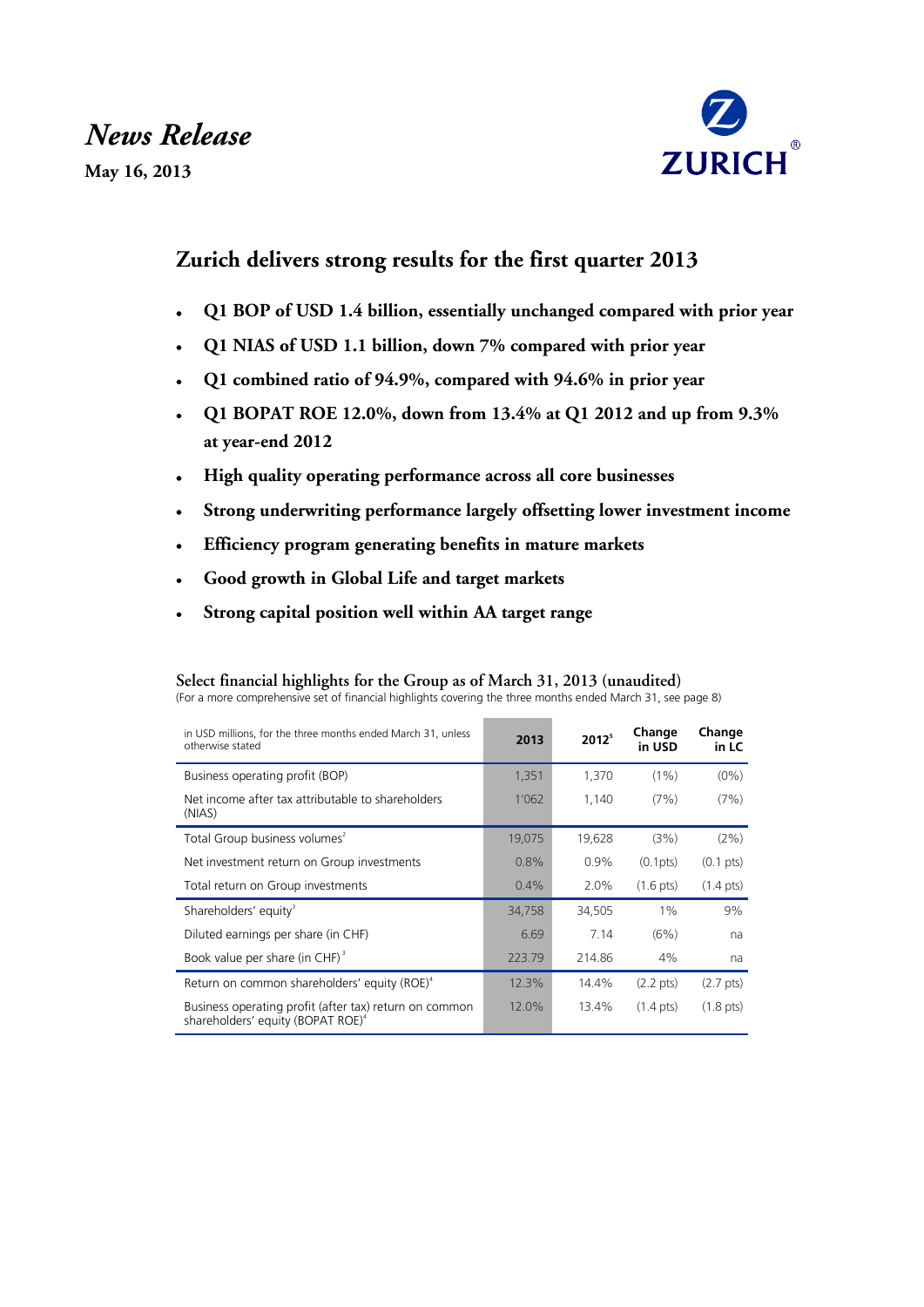# *News Release*

**May 16, 2013**

ZURICH

## Zurich delivers strong results for the first quarter 2013

- **Q1 BOP of USD 1.4 billion, essentially unchanged compared with prior year**
- **Q1 NIAS of USD 1.1 billion, down 7% compared with prior year**
- **Q1 combined ratio of 94.9%, compared with 94.6% in prior year**
- **Q1 BOPAT ROE 12.0%, down from 13.4% at Q1 2012 and up from 9.3% at year-end 2012**
- **High quality operating performance across all core businesses**
- **Strong underwriting performance largely offsetting lower investment income**
- **Efficiency program generating benefits in mature markets**
- **Good growth in Global Life and target markets**
- **Strong capital position well within AA target range**

**Select financial highlights for the Group as of March 31, 2013 (unaudited)**
(For a more comprehensive set of financial highlights covering the three months ended March 31, see page 8)

| in USD millions, for the three months ended March 31, unless otherwise stated | 2013 | 2012[5] | Change in USD | Change in LC |
|---|---|---|---|---|
| Business operating profit (BOP) | 1,351 | 1,370 | (1%) | (0%) |
| Net income after tax attributable to shareholders (NIAS) | 1'062 | 1,140 | (7%) | (7%) |
| Total Group business volumes[2] | 19,075 | 19,628 | (3%) | (2%) |
| Net investment return on Group investments | 0.8% | 0.9% | (0.1pts) | (0.1 pts) |
| Total return on Group investments | 0.4% | 2.0% | (1.6 pts) | (1.4 pts) |
| Shareholders' equity[3] | 34,758 | 34,505 | 1% | 9% |
| Diluted earnings per share (in CHF) | 6.69 | 7.14 | (6%) | na |
| Book value per share (in CHF)[3] | 223.79 | 214.86 | 4% | na |
| Return on common shareholders' equity (ROE)[4] | 12.3% | 14.4% | (2.2 pts) | (2.7 pts) |
| Business operating profit (after tax) return on common shareholders' equity (BOPAT ROE)[4] | 12.0% | 13.4% | (1.4 pts) | (1.8 pts) |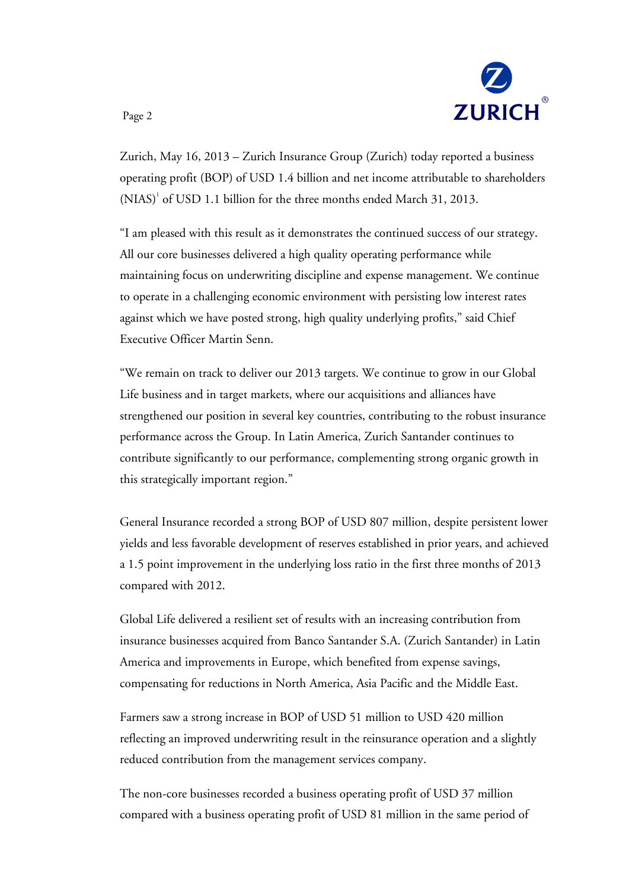Zurich, May 16, 2013 – Zurich Insurance Group (Zurich) today reported a business operating profit (BOP) of USD 1.4 billion and net income attributable to shareholders (NIAS)[1] of USD 1.1 billion for the three months ended March 31, 2013.

"I am pleased with this result as it demonstrates the continued success of our strategy. All our core businesses delivered a high quality operating performance while maintaining focus on underwriting discipline and expense management. We continue to operate in a challenging economic environment with persisting low interest rates against which we have posted strong, high quality underlying profits," said Chief Executive Officer Martin Senn.

"We remain on track to deliver our 2013 targets. We continue to grow in our Global Life business and in target markets, where our acquisitions and alliances have strengthened our position in several key countries, contributing to the robust insurance performance across the Group. In Latin America, Zurich Santander continues to contribute significantly to our performance, complementing strong organic growth in this strategically important region."

General Insurance recorded a strong BOP of USD 807 million, despite persistent lower yields and less favorable development of reserves established in prior years, and achieved a 1.5 point improvement in the underlying loss ratio in the first three months of 2013 compared with 2012.

Global Life delivered a resilient set of results with an increasing contribution from insurance businesses acquired from Banco Santander S.A. (Zurich Santander) in Latin America and improvements in Europe, which benefited from expense savings, compensating for reductions in North America, Asia Pacific and the Middle East.

Farmers saw a strong increase in BOP of USD 51 million to USD 420 million reflecting an improved underwriting result in the reinsurance operation and a slightly reduced contribution from the management services company.

The non-core businesses recorded a business operating profit of USD 37 million compared with a business operating profit of USD 81 million in the same period of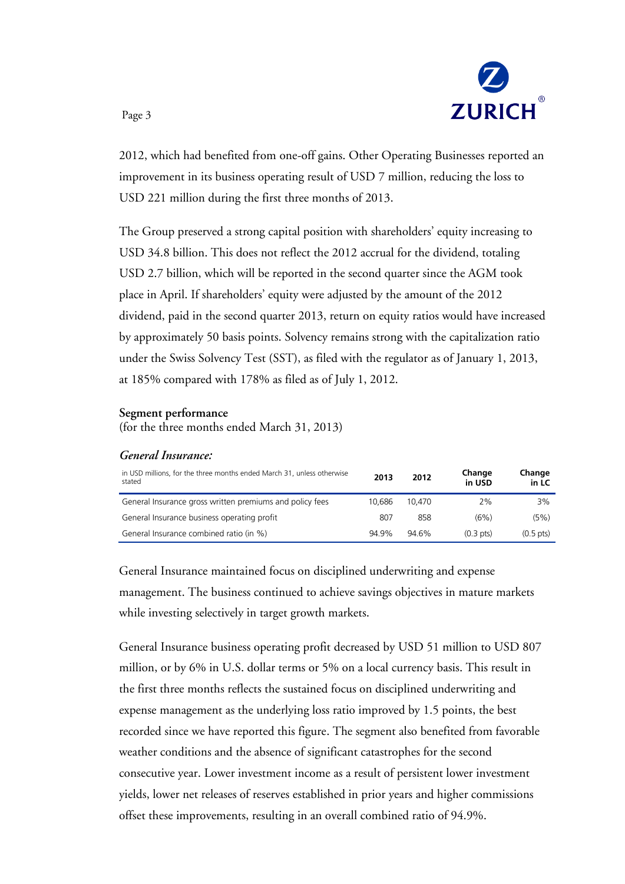2012, which had benefited from one-off gains. Other Operating Businesses reported an improvement in its business operating result of USD 7 million, reducing the loss to USD 221 million during the first three months of 2013.

The Group preserved a strong capital position with shareholders' equity increasing to USD 34.8 billion. This does not reflect the 2012 accrual for the dividend, totaling USD 2.7 billion, which will be reported in the second quarter since the AGM took place in April. If shareholders' equity were adjusted by the amount of the 2012 dividend, paid in the second quarter 2013, return on equity ratios would have increased by approximately 50 basis points. Solvency remains strong with the capitalization ratio under the Swiss Solvency Test (SST), as filed with the regulator as of January 1, 2013, at 185% compared with 178% as filed as of July 1, 2012.

**Segment performance**
(for the three months ended March 31, 2013)

***General Insurance:***

| in USD millions, for the three months ended March 31, unless otherwise stated | 2013 | 2012 | Change in USD | Change in LC |
|---|---|---|---|---|
| General Insurance gross written premiums and policy fees | 10,686 | 10,470 | 2% | 3% |
| General Insurance business operating profit | 807 | 858 | (6%) | (5%) |
| General Insurance combined ratio (in %) | 94.9% | 94.6% | (0.3 pts) | (0.5 pts) |

General Insurance maintained focus on disciplined underwriting and expense management. The business continued to achieve savings objectives in mature markets while investing selectively in target growth markets.

General Insurance business operating profit decreased by USD 51 million to USD 807 million, or by 6% in U.S. dollar terms or 5% on a local currency basis. This result in the first three months reflects the sustained focus on disciplined underwriting and expense management as the underlying loss ratio improved by 1.5 points, the best recorded since we have reported this figure. The segment also benefited from favorable weather conditions and the absence of significant catastrophes for the second consecutive year. Lower investment income as a result of persistent lower investment yields, lower net releases of reserves established in prior years and higher commissions offset these improvements, resulting in an overall combined ratio of 94.9%.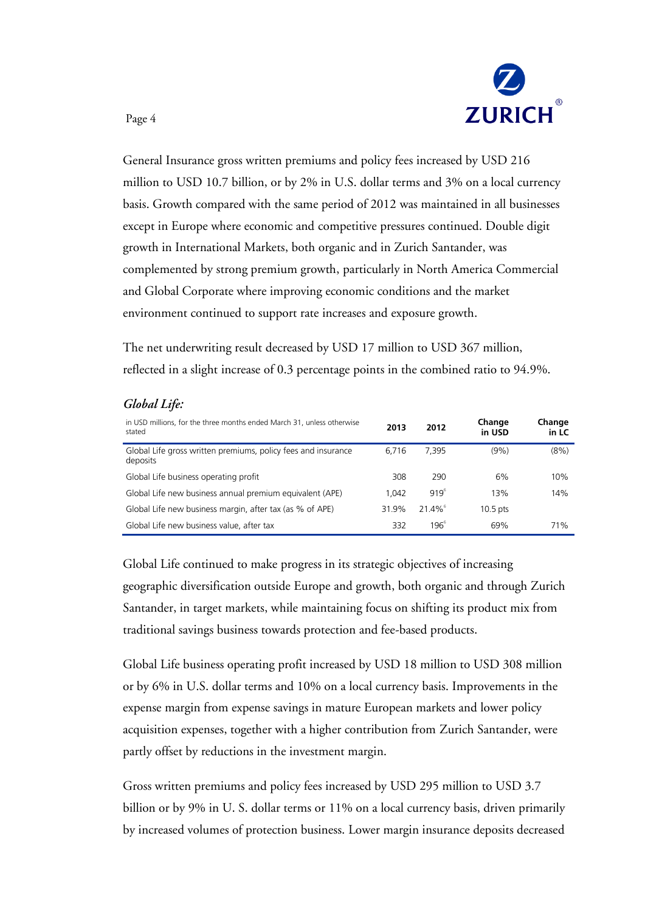General Insurance gross written premiums and policy fees increased by USD 216 million to USD 10.7 billion, or by 2% in U.S. dollar terms and 3% on a local currency basis. Growth compared with the same period of 2012 was maintained in all businesses except in Europe where economic and competitive pressures continued. Double digit growth in International Markets, both organic and in Zurich Santander, was complemented by strong premium growth, particularly in North America Commercial and Global Corporate where improving economic conditions and the market environment continued to support rate increases and exposure growth.

The net underwriting result decreased by USD 17 million to USD 367 million, reflected in a slight increase of 0.3 percentage points in the combined ratio to 94.9%.

### *Global Life:*

| in USD millions, for the three months ended March 31, unless otherwise stated | 2013 | 2012 | Change in USD | Change in LC |
|---|---|---|---|---|
| Global Life gross written premiums, policy fees and insurance deposits | 6,716 | 7,395 | (9%) | (8%) |
| Global Life business operating profit | 308 | 290 | 6% | 10% |
| Global Life new business annual premium equivalent (APE) | 1,042 | 919[6] | 13% | 14% |
| Global Life new business margin, after tax (as % of APE) | 31.9% | 21.4%[6] | 10.5 pts | |
| Global Life new business value, after tax | 332 | 196[6] | 69% | 71% |

Global Life continued to make progress in its strategic objectives of increasing geographic diversification outside Europe and growth, both organic and through Zurich Santander, in target markets, while maintaining focus on shifting its product mix from traditional savings business towards protection and fee-based products.

Global Life business operating profit increased by USD 18 million to USD 308 million or by 6% in U.S. dollar terms and 10% on a local currency basis. Improvements in the expense margin from expense savings in mature European markets and lower policy acquisition expenses, together with a higher contribution from Zurich Santander, were partly offset by reductions in the investment margin.

Gross written premiums and policy fees increased by USD 295 million to USD 3.7 billion or by 9% in U. S. dollar terms or 11% on a local currency basis, driven primarily by increased volumes of protection business. Lower margin insurance deposits decreased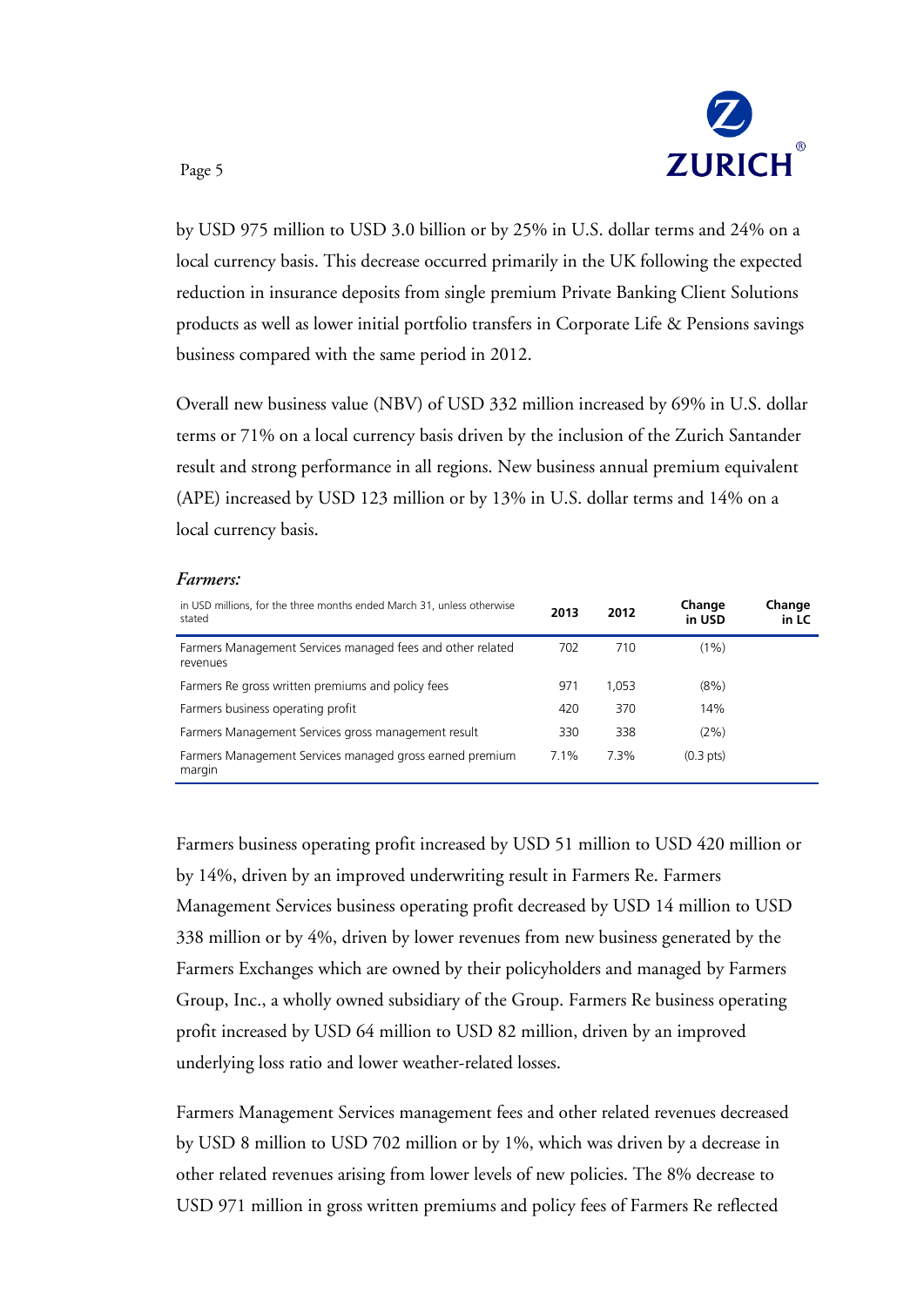by USD 975 million to USD 3.0 billion or by 25% in U.S. dollar terms and 24% on a local currency basis. This decrease occurred primarily in the UK following the expected reduction in insurance deposits from single premium Private Banking Client Solutions products as well as lower initial portfolio transfers in Corporate Life & Pensions savings business compared with the same period in 2012.

Overall new business value (NBV) of USD 332 million increased by 69% in U.S. dollar terms or 71% on a local currency basis driven by the inclusion of the Zurich Santander result and strong performance in all regions. New business annual premium equivalent (APE) increased by USD 123 million or by 13% in U.S. dollar terms and 14% on a local currency basis.

***Farmers:***

| in USD millions, for the three months ended March 31, unless otherwise stated | 2013 | 2012 | Change in USD | Change in LC |
|---|---|---|---|---|
| Farmers Management Services managed fees and other related revenues | 702 | 710 | (1%) | |
| Farmers Re gross written premiums and policy fees | 971 | 1,053 | (8%) | |
| Farmers business operating profit | 420 | 370 | 14% | |
| Farmers Management Services gross management result | 330 | 338 | (2%) | |
| Farmers Management Services managed gross earned premium margin | 7.1% | 7.3% | (0.3 pts) | |

Farmers business operating profit increased by USD 51 million to USD 420 million or by 14%, driven by an improved underwriting result in Farmers Re. Farmers Management Services business operating profit decreased by USD 14 million to USD 338 million or by 4%, driven by lower revenues from new business generated by the Farmers Exchanges which are owned by their policyholders and managed by Farmers Group, Inc., a wholly owned subsidiary of the Group. Farmers Re business operating profit increased by USD 64 million to USD 82 million, driven by an improved underlying loss ratio and lower weather-related losses.

Farmers Management Services management fees and other related revenues decreased by USD 8 million to USD 702 million or by 1%, which was driven by a decrease in other related revenues arising from lower levels of new policies. The 8% decrease to USD 971 million in gross written premiums and policy fees of Farmers Re reflected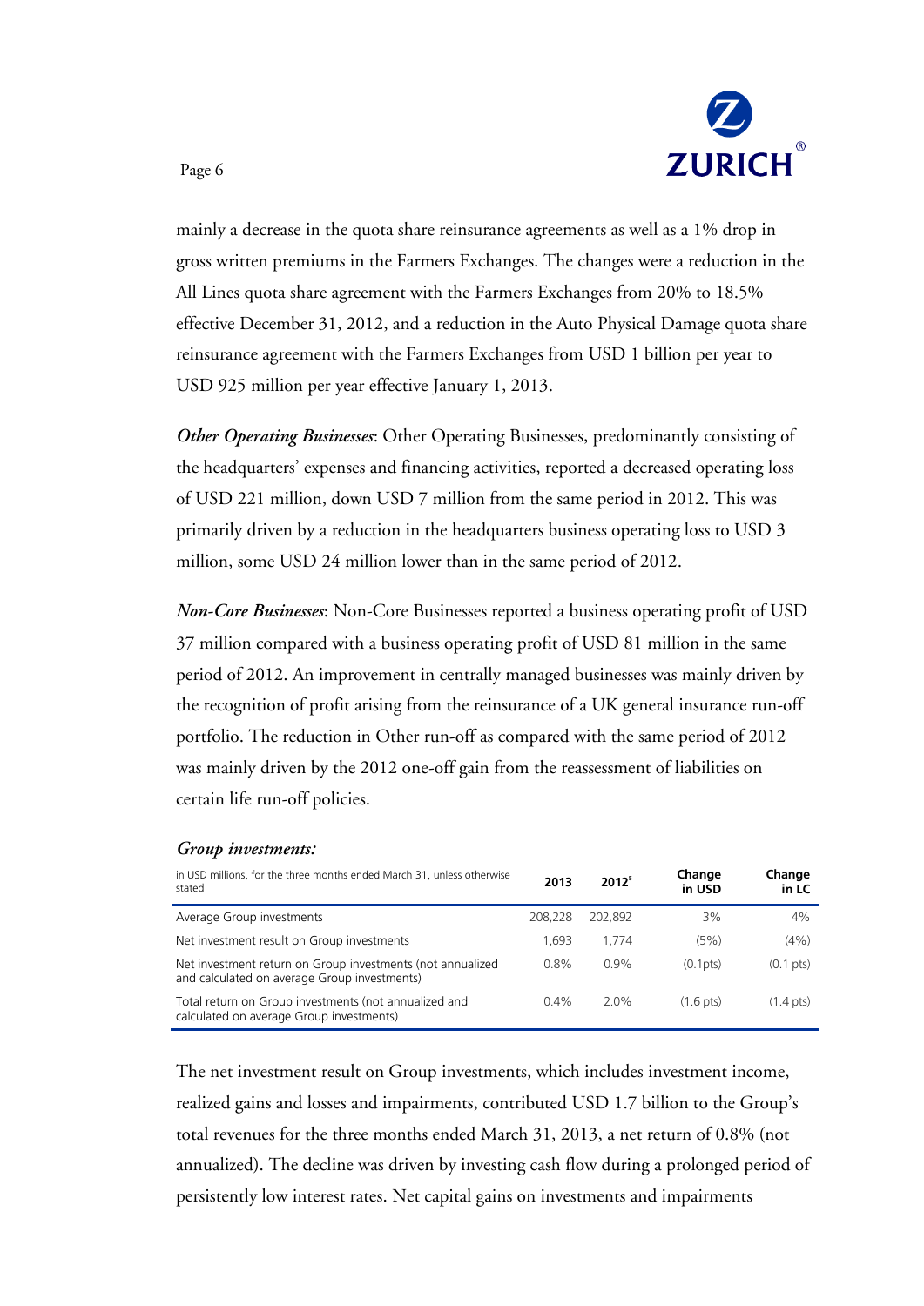mainly a decrease in the quota share reinsurance agreements as well as a 1% drop in gross written premiums in the Farmers Exchanges. The changes were a reduction in the All Lines quota share agreement with the Farmers Exchanges from 20% to 18.5% effective December 31, 2012, and a reduction in the Auto Physical Damage quota share reinsurance agreement with the Farmers Exchanges from USD 1 billion per year to USD 925 million per year effective January 1, 2013.

***Other Operating Businesses***: Other Operating Businesses, predominantly consisting of the headquarters' expenses and financing activities, reported a decreased operating loss of USD 221 million, down USD 7 million from the same period in 2012. This was primarily driven by a reduction in the headquarters business operating loss to USD 3 million, some USD 24 million lower than in the same period of 2012.

***Non-Core Businesses***: Non-Core Businesses reported a business operating profit of USD 37 million compared with a business operating profit of USD 81 million in the same period of 2012. An improvement in centrally managed businesses was mainly driven by the recognition of profit arising from the reinsurance of a UK general insurance run-off portfolio. The reduction in Other run-off as compared with the same period of 2012 was mainly driven by the 2012 one-off gain from the reassessment of liabilities on certain life run-off policies.

***Group investments:***

| in USD millions, for the three months ended March 31, unless otherwise stated | 2013 | 2012[5] | Change in USD | Change in LC |
|---|---|---|---|---|
| Average Group investments | 208,228 | 202,892 | 3% | 4% |
| Net investment result on Group investments | 1,693 | 1,774 | (5%) | (4%) |
| Net investment return on Group investments (not annualized and calculated on average Group investments) | 0.8% | 0.9% | (0.1pts) | (0.1 pts) |
| Total return on Group investments (not annualized and calculated on average Group investments) | 0.4% | 2.0% | (1.6 pts) | (1.4 pts) |

The net investment result on Group investments, which includes investment income, realized gains and losses and impairments, contributed USD 1.7 billion to the Group's total revenues for the three months ended March 31, 2013, a net return of 0.8% (not annualized). The decline was driven by investing cash flow during a prolonged period of persistently low interest rates. Net capital gains on investments and impairments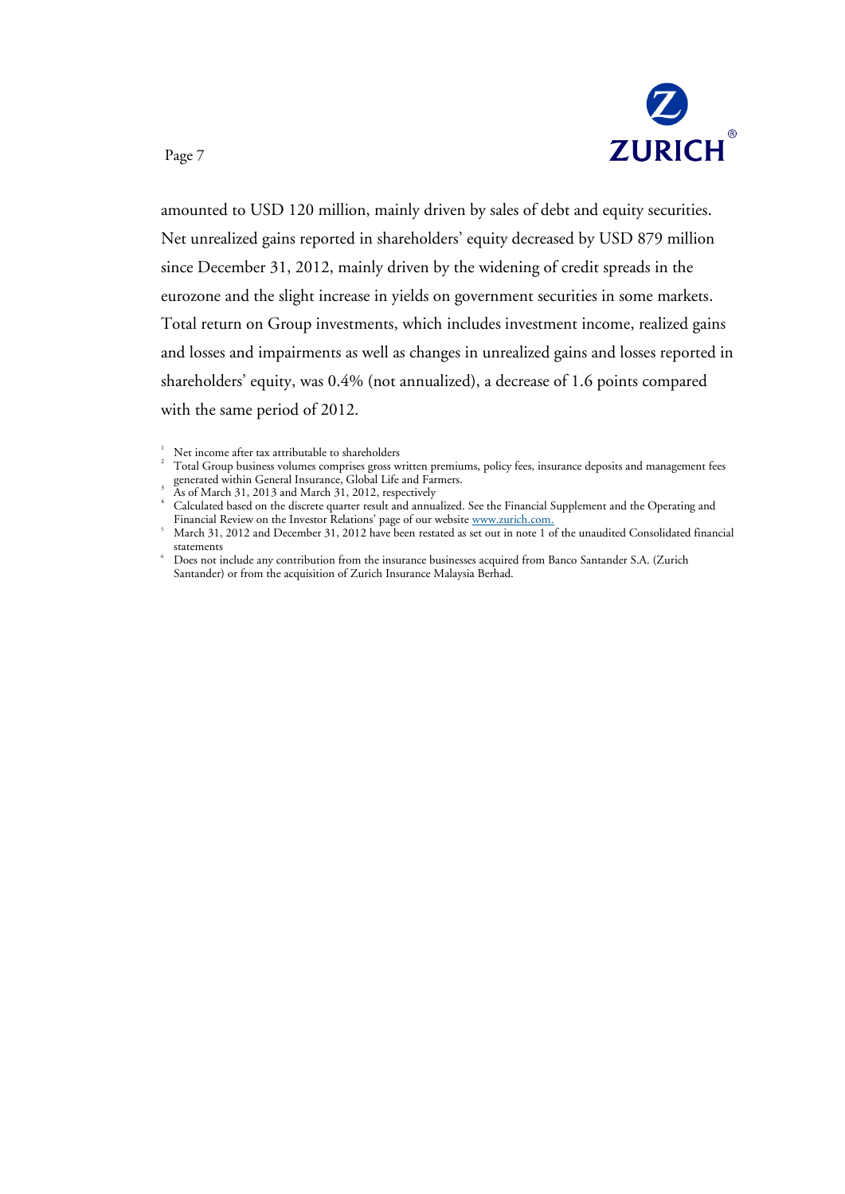amounted to USD 120 million, mainly driven by sales of debt and equity securities. Net unrealized gains reported in shareholders' equity decreased by USD 879 million since December 31, 2012, mainly driven by the widening of credit spreads in the eurozone and the slight increase in yields on government securities in some markets. Total return on Group investments, which includes investment income, realized gains and losses and impairments as well as changes in unrealized gains and losses reported in shareholders' equity, was 0.4% (not annualized), a decrease of 1.6 points compared with the same period of 2012.

[1] Net income after tax attributable to shareholders

[2] Total Group business volumes comprises gross written premiums, policy fees, insurance deposits and management fees generated within General Insurance, Global Life and Farmers.

[3] As of March 31, 2013 and March 31, 2012, respectively

[4] Calculated based on the discrete quarter result and annualized. See the Financial Supplement and the Operating and Financial Review on the Investor Relations' page of our website www.zurich.com.

[5] March 31, 2012 and December 31, 2012 have been restated as set out in note 1 of the unaudited Consolidated financial statements

[6] Does not include any contribution from the insurance businesses acquired from Banco Santander S.A. (Zurich Santander) or from the acquisition of Zurich Insurance Malaysia Berhad.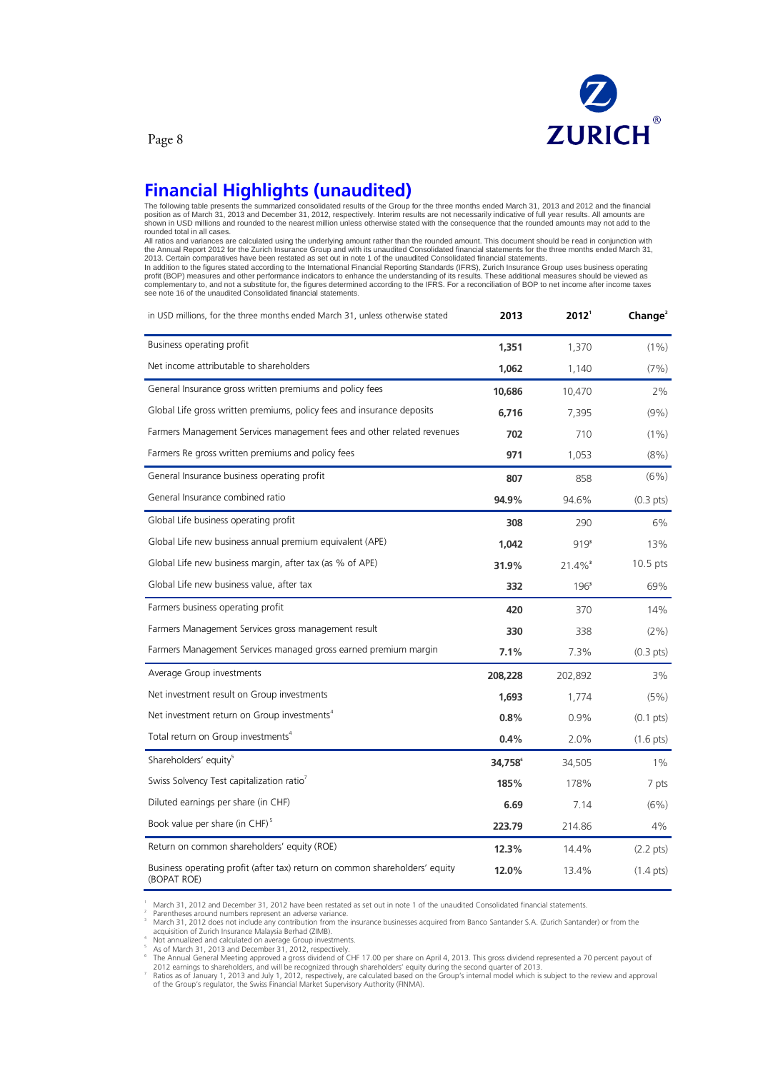# Financial Highlights (unaudited)

The following table presents the summarized consolidated results of the Group for the three months ended March 31, 2013 and 2012 and the financial position as of March 31, 2013 and December 31, 2012, respectively. Interim results are not necessarily indicative of full year results. All amounts are shown in USD millions and rounded to the nearest million unless otherwise stated with the consequence that the rounded amounts may not add to the rounded total in all cases.

All ratios and variances are calculated using the underlying amount rather than the rounded amount. This document should be read in conjunction with the Annual Report 2012 for the Zurich Insurance Group and with its unaudited Consolidated financial statements for the three months ended March 31, 2013. Certain comparatives have been restated as set out in note 1 of the unaudited Consolidated financial statements.

In addition to the figures stated according to the International Financial Reporting Standards (IFRS), Zurich Insurance Group uses business operating profit (BOP) measures and other performance indicators to enhance the understanding of its results. These additional measures should be viewed as complementary to, and not a substitute for, the figures determined according to the IFRS. For a reconciliation of BOP to net income after income taxes see note 16 of the unaudited Consolidated financial statements.

| in USD millions, for the three months ended March 31, unless otherwise stated | 2013 | 2012[1] | Change[2] |
|---|---|---|---|
| Business operating profit | **1,351** | 1,370 | (1%) |
| Net income attributable to shareholders | **1,062** | 1,140 | (7%) |
| General Insurance gross written premiums and policy fees | **10,686** | 10,470 | 2% |
| Global Life gross written premiums, policy fees and insurance deposits | **6,716** | 7,395 | (9%) |
| Farmers Management Services management fees and other related revenues | **702** | 710 | (1%) |
| Farmers Re gross written premiums and policy fees | **971** | 1,053 | (8%) |
| General Insurance business operating profit | **807** | 858 | (6%) |
| General Insurance combined ratio | **94.9%** | 94.6% | (0.3 pts) |
| Global Life business operating profit | **308** | 290 | 6% |
| Global Life new business annual premium equivalent (APE) | **1,042** | 919[3] | 13% |
| Global Life new business margin, after tax (as % of APE) | **31.9%** | 21.4%[3] | 10.5 pts |
| Global Life new business value, after tax | **332** | 196[3] | 69% |
| Farmers business operating profit | **420** | 370 | 14% |
| Farmers Management Services gross management result | **330** | 338 | (2%) |
| Farmers Management Services managed gross earned premium margin | **7.1%** | 7.3% | (0.3 pts) |
| Average Group investments | **208,228** | 202,892 | 3% |
| Net investment result on Group investments | **1,693** | 1,774 | (5%) |
| Net investment return on Group investments[4] | **0.8%** | 0.9% | (0.1 pts) |
| Total return on Group investments[4] | **0.4%** | 2.0% | (1.6 pts) |
| Shareholders' equity[5] | **34,758**[6] | 34,505 | 1% |
| Swiss Solvency Test capitalization ratio[7] | **185%** | 178% | 7 pts |
| Diluted earnings per share (in CHF) | **6.69** | 7.14 | (6%) |
| Book value per share (in CHF)[5] | **223.79** | 214.86 | 4% |
| Return on common shareholders' equity (ROE) | **12.3%** | 14.4% | (2.2 pts) |
| Business operating profit (after tax) return on common shareholders' equity (BOPAT ROE) | **12.0%** | 13.4% | (1.4 pts) |

[1] March 31, 2012 and December 31, 2012 have been restated as set out in note 1 of the unaudited Consolidated financial statements.
[2] Parentheses around numbers represent an adverse variance.
[3] March 31, 2012 does not include any contribution from the insurance businesses acquired from Banco Santander S.A. (Zurich Santander) or from the acquisition of Zurich Insurance Malaysia Berhad (ZIMB).
[4] Not annualized and calculated on average Group investments.
[5] As of March 31, 2013 and December 31, 2012, respectively.
[6] The Annual General Meeting approved a gross dividend of CHF 17.00 per share on April 4, 2013. This gross dividend represented a 70 percent payout of 2012 earnings to shareholders, and will be recognized through shareholders' equity during the second quarter of 2013.
[7] Ratios as of January 1, 2013 and July 1, 2012, respectively, are calculated based on the Group's internal model which is subject to the review and approval of the Group's regulator, the Swiss Financial Market Supervisory Authority (FINMA).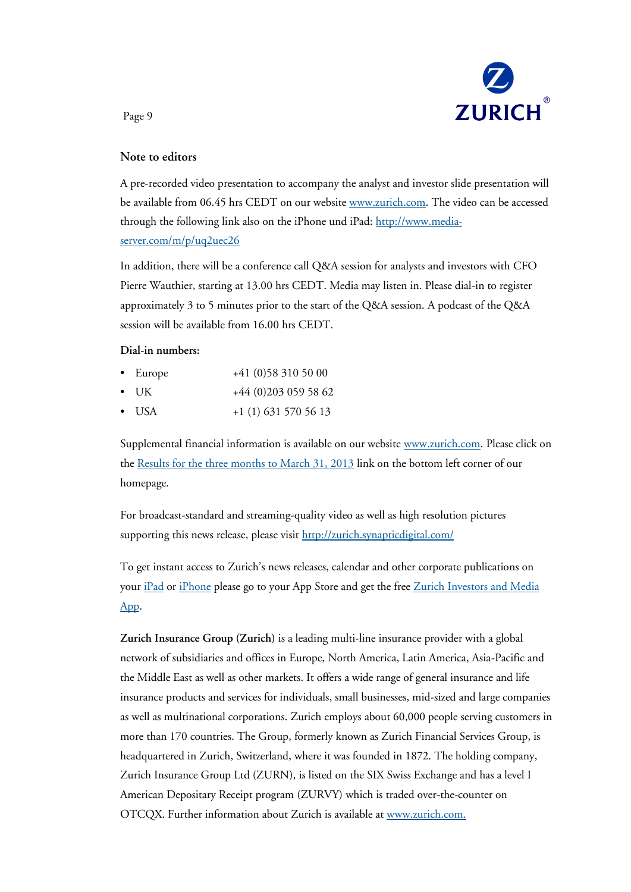## Note to editors

A pre-recorded video presentation to accompany the analyst and investor slide presentation will be available from 06.45 hrs CEDT on our website [www.zurich.com](http://www.zurich.com). The video can be accessed through the following link also on the iPhone und iPad: [http://www.media-server.com/m/p/uq2uec26](http://www.media-server.com/m/p/uq2uec26)

In addition, there will be a conference call Q&A session for analysts and investors with CFO Pierre Wauthier, starting at 13.00 hrs CEDT. Media may listen in. Please dial-in to register approximately 3 to 5 minutes prior to the start of the Q&A session. A podcast of the Q&A session will be available from 16.00 hrs CEDT.

**Dial-in numbers:**

- Europe +41 (0)58 310 50 00
- UK +44 (0)203 059 58 62
- USA +1 (1) 631 570 56 13

Supplemental financial information is available on our website [www.zurich.com](http://www.zurich.com). Please click on the Results for the three months to March 31, 2013 link on the bottom left corner of our homepage.

For broadcast-standard and streaming-quality video as well as high resolution pictures supporting this news release, please visit [http://zurich.synapticdigital.com/](http://zurich.synapticdigital.com/)

To get instant access to Zurich's news releases, calendar and other corporate publications on your iPad or iPhone please go to your App Store and get the free Zurich Investors and Media App.

**Zurich Insurance Group** (**Zurich**) is a leading multi-line insurance provider with a global network of subsidiaries and offices in Europe, North America, Latin America, Asia-Pacific and the Middle East as well as other markets. It offers a wide range of general insurance and life insurance products and services for individuals, small businesses, mid-sized and large companies as well as multinational corporations. Zurich employs about 60,000 people serving customers in more than 170 countries. The Group, formerly known as Zurich Financial Services Group, is headquartered in Zurich, Switzerland, where it was founded in 1872. The holding company, Zurich Insurance Group Ltd (ZURN), is listed on the SIX Swiss Exchange and has a level I American Depositary Receipt program (ZURVY) which is traded over-the-counter on OTCQX. Further information about Zurich is available at [www.zurich.com.](http://www.zurich.com)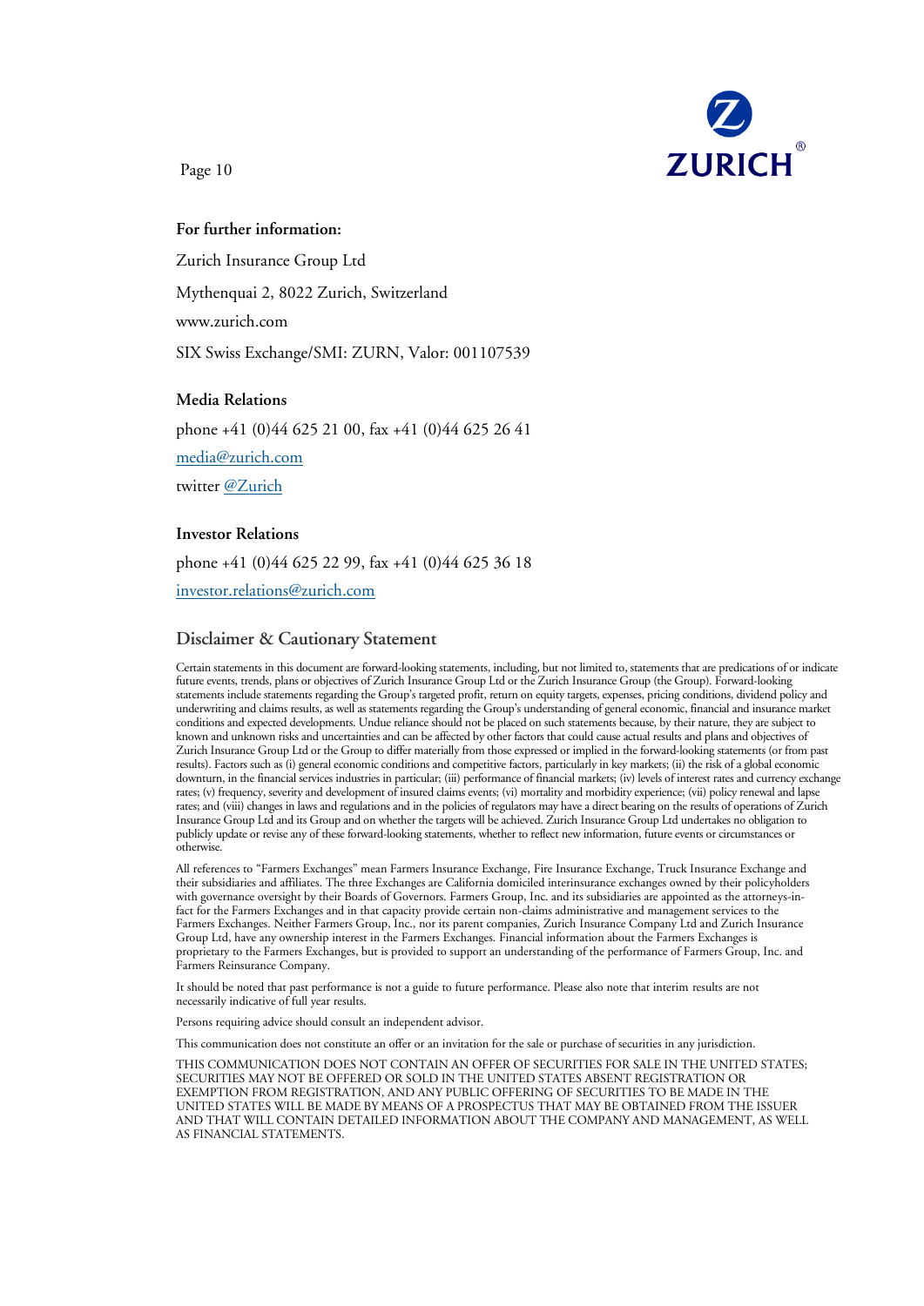**For further information:**

Zurich Insurance Group Ltd

Mythenquai 2, 8022 Zurich, Switzerland

www.zurich.com

SIX Swiss Exchange/SMI: ZURN, Valor: 001107539

**Media Relations**

phone +41 (0)44 625 21 00, fax +41 (0)44 625 26 41

media@zurich.com

twitter @Zurich

**Investor Relations**

phone +41 (0)44 625 22 99, fax +41 (0)44 625 36 18

investor.relations@zurich.com

## Disclaimer & Cautionary Statement

Certain statements in this document are forward-looking statements, including, but not limited to, statements that are predications of or indicate future events, trends, plans or objectives of Zurich Insurance Group Ltd or the Zurich Insurance Group (the Group). Forward-looking statements include statements regarding the Group's targeted profit, return on equity targets, expenses, pricing conditions, dividend policy and underwriting and claims results, as well as statements regarding the Group's understanding of general economic, financial and insurance market conditions and expected developments. Undue reliance should not be placed on such statements because, by their nature, they are subject to known and unknown risks and uncertainties and can be affected by other factors that could cause actual results and plans and objectives of Zurich Insurance Group Ltd or the Group to differ materially from those expressed or implied in the forward-looking statements (or from past results). Factors such as (i) general economic conditions and competitive factors, particularly in key markets; (ii) the risk of a global economic downturn, in the financial services industries in particular; (iii) performance of financial markets; (iv) levels of interest rates and currency exchange rates; (v) frequency, severity and development of insured claims events; (vi) mortality and morbidity experience; (vii) policy renewal and lapse rates; and (viii) changes in laws and regulations and in the policies of regulators may have a direct bearing on the results of operations of Zurich Insurance Group Ltd and its Group and on whether the targets will be achieved. Zurich Insurance Group Ltd undertakes no obligation to publicly update or revise any of these forward-looking statements, whether to reflect new information, future events or circumstances or otherwise.

All references to "Farmers Exchanges" mean Farmers Insurance Exchange, Fire Insurance Exchange, Truck Insurance Exchange and their subsidiaries and affiliates. The three Exchanges are California domiciled interinsurance exchanges owned by their policyholders with governance oversight by their Boards of Governors. Farmers Group, Inc. and its subsidiaries are appointed as the attorneys-in-fact for the Farmers Exchanges and in that capacity provide certain non-claims administrative and management services to the Farmers Exchanges. Neither Farmers Group, Inc., nor its parent companies, Zurich Insurance Company Ltd and Zurich Insurance Group Ltd, have any ownership interest in the Farmers Exchanges. Financial information about the Farmers Exchanges is proprietary to the Farmers Exchanges, but is provided to support an understanding of the performance of Farmers Group, Inc. and Farmers Reinsurance Company.

It should be noted that past performance is not a guide to future performance. Please also note that interim results are not necessarily indicative of full year results.

Persons requiring advice should consult an independent advisor.

This communication does not constitute an offer or an invitation for the sale or purchase of securities in any jurisdiction.

THIS COMMUNICATION DOES NOT CONTAIN AN OFFER OF SECURITIES FOR SALE IN THE UNITED STATES; SECURITIES MAY NOT BE OFFERED OR SOLD IN THE UNITED STATES ABSENT REGISTRATION OR EXEMPTION FROM REGISTRATION, AND ANY PUBLIC OFFERING OF SECURITIES TO BE MADE IN THE UNITED STATES WILL BE MADE BY MEANS OF A PROSPECTUS THAT MAY BE OBTAINED FROM THE ISSUER AND THAT WILL CONTAIN DETAILED INFORMATION ABOUT THE COMPANY AND MANAGEMENT, AS WELL AS FINANCIAL STATEMENTS.